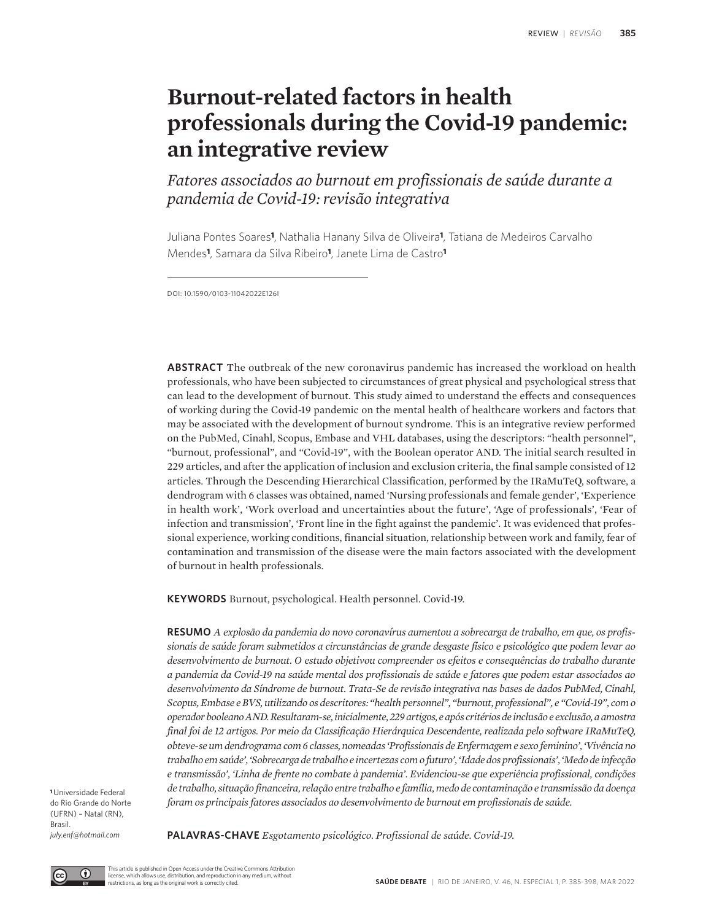# Burnout-related factors in health professionals during the Covid-19 pandemic: an integrative review

*Fatores associados ao burnout em profissionais de saúde durante a pandemia de Covid-19: revisão integrativa*

Juliana Pontes Soares[1], Nathalia Hanany Silva de Oliveira[1], Tatiana de Medeiros Carvalho Mendes[1], Samara da Silva Ribeiro[1], Janete Lima de Castro[1]

DOI: 10.1590/0103-11042022E126I

**ABSTRACT** The outbreak of the new coronavirus pandemic has increased the workload on health professionals, who have been subjected to circumstances of great physical and psychological stress that can lead to the development of burnout. This study aimed to understand the effects and consequences of working during the Covid-19 pandemic on the mental health of healthcare workers and factors that may be associated with the development of burnout syndrome. This is an integrative review performed on the PubMed, Cinahl, Scopus, Embase and VHL databases, using the descriptors: "health personnel", "burnout, professional", and "Covid-19", with the Boolean operator AND. The initial search resulted in 229 articles, and after the application of inclusion and exclusion criteria, the final sample consisted of 12 articles. Through the Descending Hierarchical Classification, performed by the IRaMuTeQ, software, a dendrogram with 6 classes was obtained, named 'Nursing professionals and female gender', 'Experience in health work', 'Work overload and uncertainties about the future', 'Age of professionals', 'Fear of infection and transmission', 'Front line in the fight against the pandemic'. It was evidenced that professional experience, working conditions, financial situation, relationship between work and family, fear of contamination and transmission of the disease were the main factors associated with the development of burnout in health professionals.

**KEYWORDS** Burnout, psychological. Health personnel. Covid-19.

**RESUMO** *A explosão da pandemia do novo coronavírus aumentou a sobrecarga de trabalho, em que, os profissionais de saúde foram submetidos a circunstâncias de grande desgaste físico e psicológico que podem levar ao desenvolvimento de burnout. O estudo objetivou compreender os efeitos e consequências do trabalho durante a pandemia da Covid-19 na saúde mental dos profissionais de saúde e fatores que podem estar associados ao desenvolvimento da Síndrome de burnout. Trata-Se de revisão integrativa nas bases de dados PubMed, Cinahl, Scopus, Embase e BVS, utilizando os descritores: "health personnel", "burnout, professional", e "Covid-19", com o operador booleano AND. Resultaram-se, inicialmente, 229 artigos, e após critérios de inclusão e exclusão, a amostra final foi de 12 artigos. Por meio da Classificação Hierárquica Descendente, realizada pelo software IRaMuTeQ, obteve-se um dendrograma com 6 classes, nomeadas 'Profissionais de Enfermagem e sexo feminino', 'Vivência no trabalho em saúde', 'Sobrecarga de trabalho e incertezas com o futuro', 'Idade dos profissionais', 'Medo de infecção e transmissão', 'Linha de frente no combate à pandemia'. Evidenciou-se que experiência profissional, condições de trabalho, situação financeira, relação entre trabalho e família, medo de contaminação e transmissão da doença foram os principais fatores associados ao desenvolvimento de burnout em profissionais de saúde.*

**PALAVRAS-CHAVE** *Esgotamento psicológico. Profissional de saúde. Covid-19.*

[1] Universidade Federal do Rio Grande do Norte (UFRN) – Natal (RN), Brasil.
*july.enf@hotmail.com*

This article is published in Open Access under the Creative Commons Attribution license, which allows use, distribution, and reproduction in any medium, without restrictions, as long as the original work is correctly cited.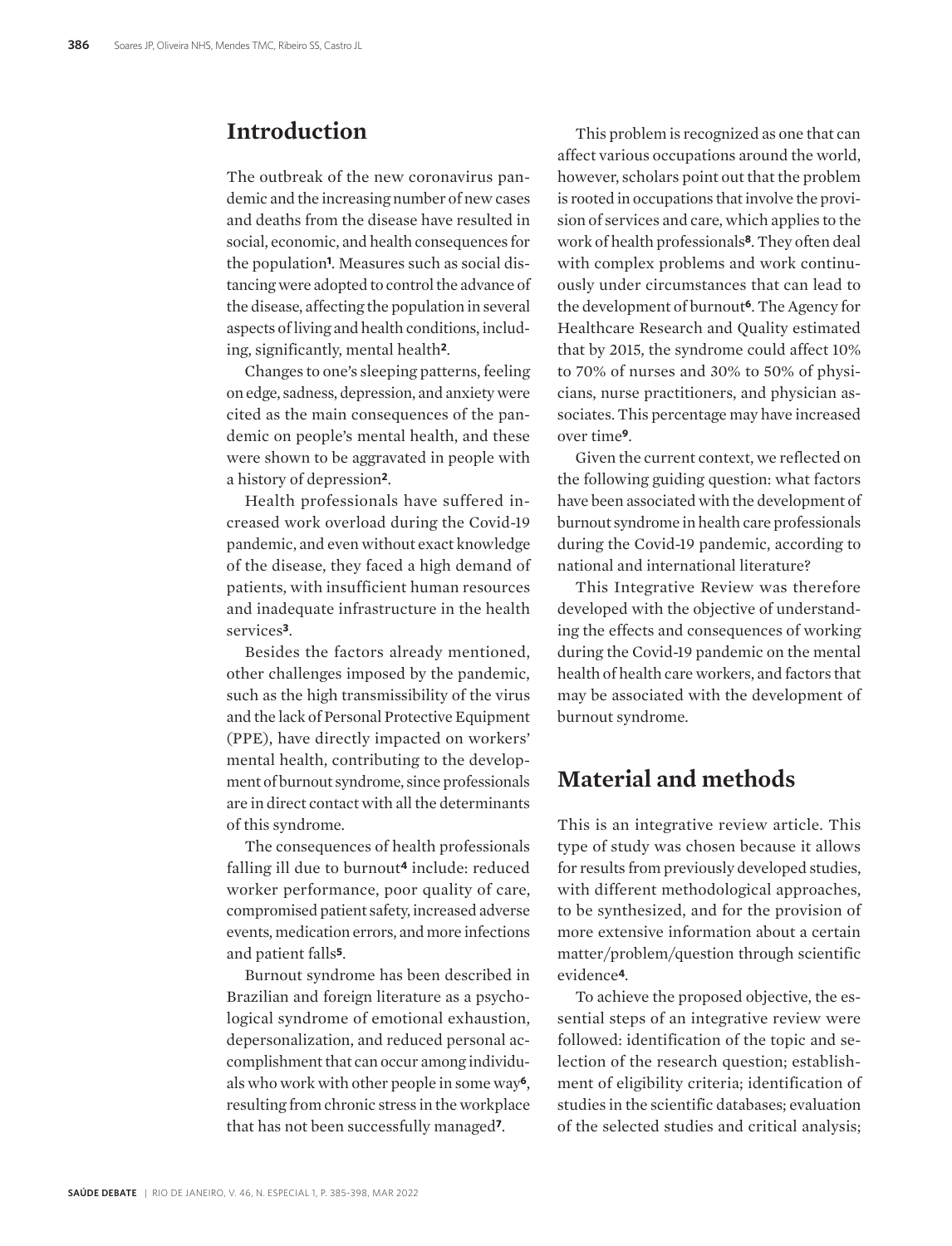## Introduction

The outbreak of the new coronavirus pandemic and the increasing number of new cases and deaths from the disease have resulted in social, economic, and health consequences for the population[1]. Measures such as social distancing were adopted to control the advance of the disease, affecting the population in several aspects of living and health conditions, including, significantly, mental health[2].

Changes to one's sleeping patterns, feeling on edge, sadness, depression, and anxiety were cited as the main consequences of the pandemic on people's mental health, and these were shown to be aggravated in people with a history of depression[2].

Health professionals have suffered increased work overload during the Covid-19 pandemic, and even without exact knowledge of the disease, they faced a high demand of patients, with insufficient human resources and inadequate infrastructure in the health services[3].

Besides the factors already mentioned, other challenges imposed by the pandemic, such as the high transmissibility of the virus and the lack of Personal Protective Equipment (PPE), have directly impacted on workers' mental health, contributing to the development of burnout syndrome, since professionals are in direct contact with all the determinants of this syndrome.

The consequences of health professionals falling ill due to burnout[4] include: reduced worker performance, poor quality of care, compromised patient safety, increased adverse events, medication errors, and more infections and patient falls[5].

Burnout syndrome has been described in Brazilian and foreign literature as a psychological syndrome of emotional exhaustion, depersonalization, and reduced personal accomplishment that can occur among individuals who work with other people in some way[6], resulting from chronic stress in the workplace that has not been successfully managed[7].

This problem is recognized as one that can affect various occupations around the world, however, scholars point out that the problem is rooted in occupations that involve the provision of services and care, which applies to the work of health professionals[8]. They often deal with complex problems and work continuously under circumstances that can lead to the development of burnout[6]. The Agency for Healthcare Research and Quality estimated that by 2015, the syndrome could affect 10% to 70% of nurses and 30% to 50% of physicians, nurse practitioners, and physician associates. This percentage may have increased over time[9].

Given the current context, we reflected on the following guiding question: what factors have been associated with the development of burnout syndrome in health care professionals during the Covid-19 pandemic, according to national and international literature?

This Integrative Review was therefore developed with the objective of understanding the effects and consequences of working during the Covid-19 pandemic on the mental health of health care workers, and factors that may be associated with the development of burnout syndrome.

## Material and methods

This is an integrative review article. This type of study was chosen because it allows for results from previously developed studies, with different methodological approaches, to be synthesized, and for the provision of more extensive information about a certain matter/problem/question through scientific evidence[4].

To achieve the proposed objective, the essential steps of an integrative review were followed: identification of the topic and selection of the research question; establishment of eligibility criteria; identification of studies in the scientific databases; evaluation of the selected studies and critical analysis;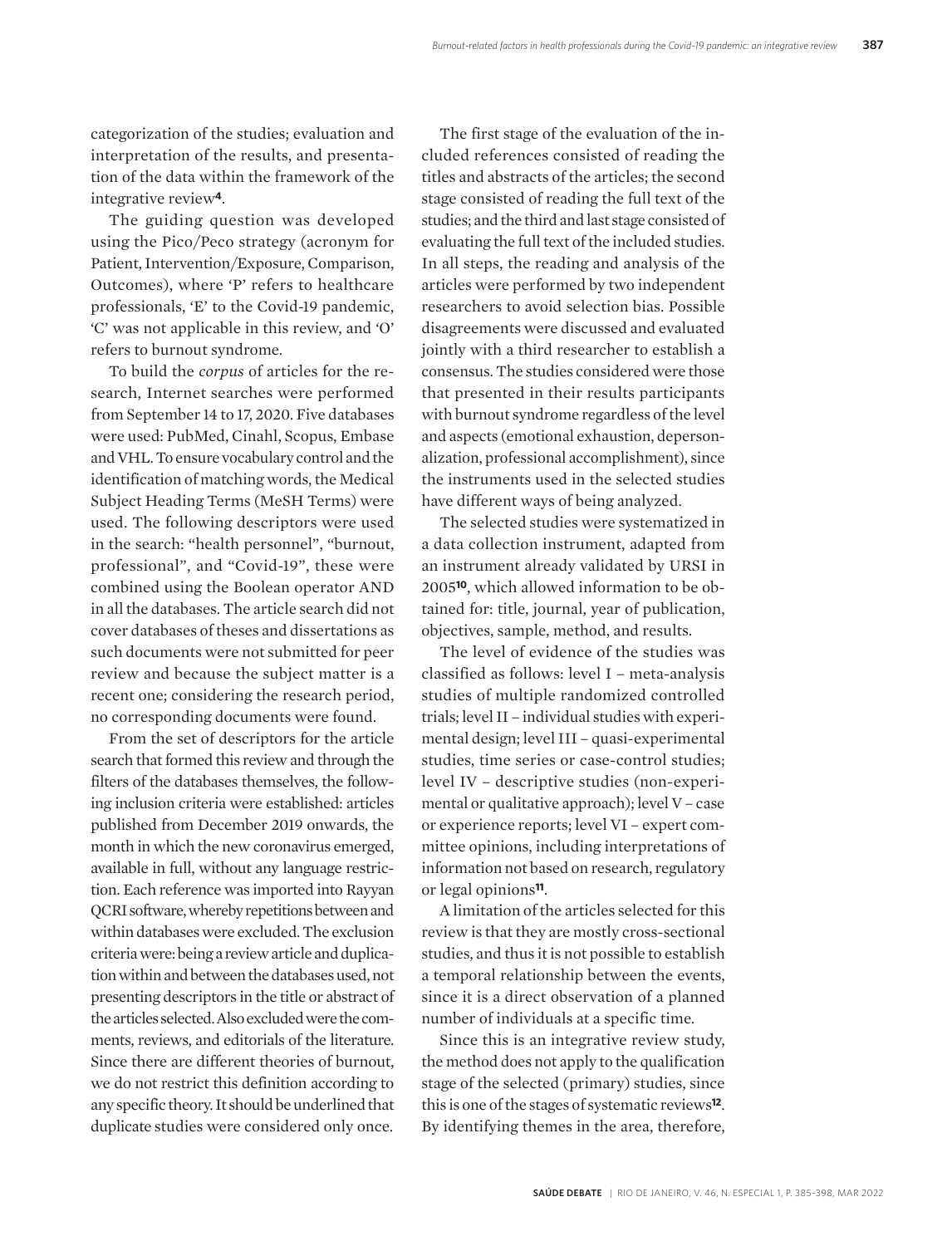categorization of the studies; evaluation and interpretation of the results, and presentation of the data within the framework of the integrative review[4].

The guiding question was developed using the Pico/Peco strategy (acronym for Patient, Intervention/Exposure, Comparison, Outcomes), where 'P' refers to healthcare professionals, 'E' to the Covid-19 pandemic, 'C' was not applicable in this review, and 'O' refers to burnout syndrome.

To build the *corpus* of articles for the research, Internet searches were performed from September 14 to 17, 2020. Five databases were used: PubMed, Cinahl, Scopus, Embase and VHL. To ensure vocabulary control and the identification of matching words, the Medical Subject Heading Terms (MeSH Terms) were used. The following descriptors were used in the search: "health personnel", "burnout, professional", and "Covid-19", these were combined using the Boolean operator AND in all the databases. The article search did not cover databases of theses and dissertations as such documents were not submitted for peer review and because the subject matter is a recent one; considering the research period, no corresponding documents were found.

From the set of descriptors for the article search that formed this review and through the filters of the databases themselves, the following inclusion criteria were established: articles published from December 2019 onwards, the month in which the new coronavirus emerged, available in full, without any language restriction. Each reference was imported into Rayyan QCRI software, whereby repetitions between and within databases were excluded. The exclusion criteria were: being a review article and duplication within and between the databases used, not presenting descriptors in the title or abstract of the articles selected. Also excluded were the comments, reviews, and editorials of the literature. Since there are different theories of burnout, we do not restrict this definition according to any specific theory. It should be underlined that duplicate studies were considered only once.

The first stage of the evaluation of the included references consisted of reading the titles and abstracts of the articles; the second stage consisted of reading the full text of the studies; and the third and last stage consisted of evaluating the full text of the included studies. In all steps, the reading and analysis of the articles were performed by two independent researchers to avoid selection bias. Possible disagreements were discussed and evaluated jointly with a third researcher to establish a consensus. The studies considered were those that presented in their results participants with burnout syndrome regardless of the level and aspects (emotional exhaustion, depersonalization, professional accomplishment), since the instruments used in the selected studies have different ways of being analyzed.

The selected studies were systematized in a data collection instrument, adapted from an instrument already validated by URSI in 2005[10], which allowed information to be obtained for: title, journal, year of publication, objectives, sample, method, and results.

The level of evidence of the studies was classified as follows: level I – meta-analysis studies of multiple randomized controlled trials; level II – individual studies with experimental design; level III – quasi-experimental studies, time series or case-control studies; level IV – descriptive studies (non-experimental or qualitative approach); level V – case or experience reports; level VI – expert committee opinions, including interpretations of information not based on research, regulatory or legal opinions[11].

A limitation of the articles selected for this review is that they are mostly cross-sectional studies, and thus it is not possible to establish a temporal relationship between the events, since it is a direct observation of a planned number of individuals at a specific time.

Since this is an integrative review study, the method does not apply to the qualification stage of the selected (primary) studies, since this is one of the stages of systematic reviews[12]. By identifying themes in the area, therefore,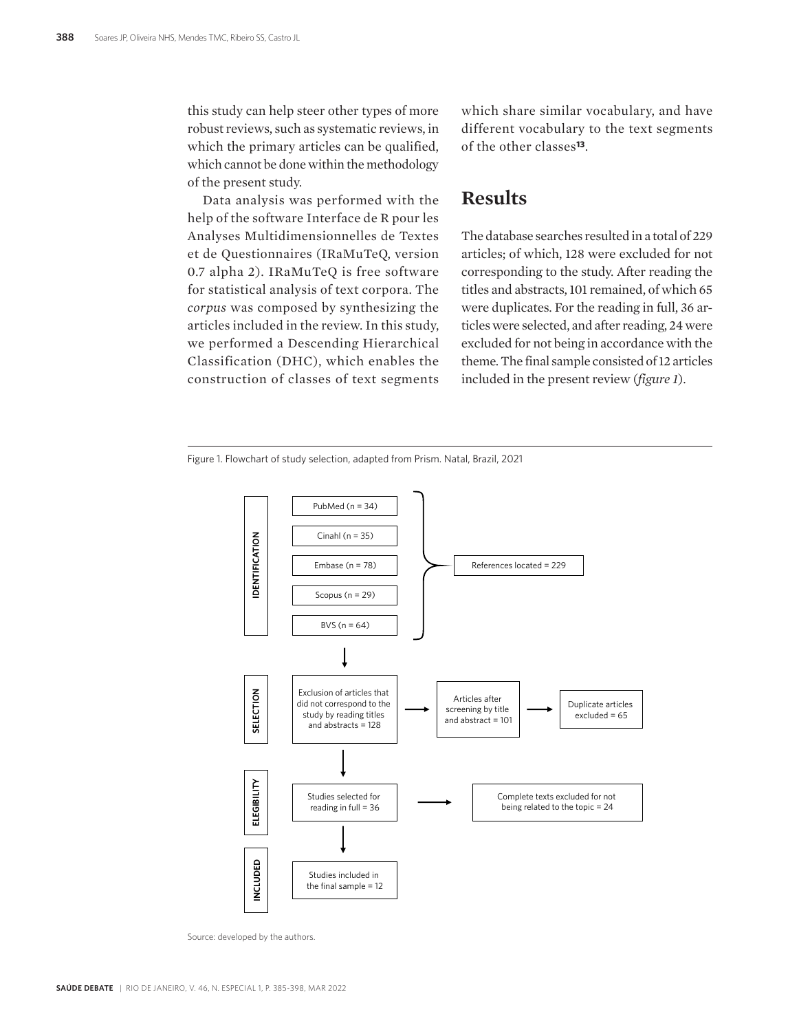this study can help steer other types of more robust reviews, such as systematic reviews, in which the primary articles can be qualified, which cannot be done within the methodology of the present study.

Data analysis was performed with the help of the software Interface de R pour les Analyses Multidimensionnelles de Textes et de Questionnaires (IRaMuTeQ, version 0.7 alpha 2). IRaMuTeQ is free software for statistical analysis of text corpora. The *corpus* was composed by synthesizing the articles included in the review. In this study, we performed a Descending Hierarchical Classification (DHC), which enables the construction of classes of text segments which share similar vocabulary, and have different vocabulary to the text segments of the other classes[13].

## Results

The database searches resulted in a total of 229 articles; of which, 128 were excluded for not corresponding to the study. After reading the titles and abstracts, 101 remained, of which 65 were duplicates. For the reading in full, 36 articles were selected, and after reading, 24 were excluded for not being in accordance with the theme. The final sample consisted of 12 articles included in the present review (*figure 1*).

Figure 1. Flowchart of study selection, adapted from Prism. Natal, Brazil, 2021

**IDENTIFICATION**

- PubMed (n = 34)
- Cinahl (n = 35)
- Embase (n = 78)
- Scopus (n = 29)
- BVS (n = 64)

→ References located = 229

**SELECTION**

Exclusion of articles that did not correspond to the study by reading titles and abstracts = 128 → Articles after screening by title and abstract = 101 → Duplicate articles excluded = 65

**ELEGIBILITY**

Studies selected for reading in full = 36 → Complete texts excluded for not being related to the topic = 24

**INCLUDED**

Studies included in the final sample = 12

Source: developed by the authors.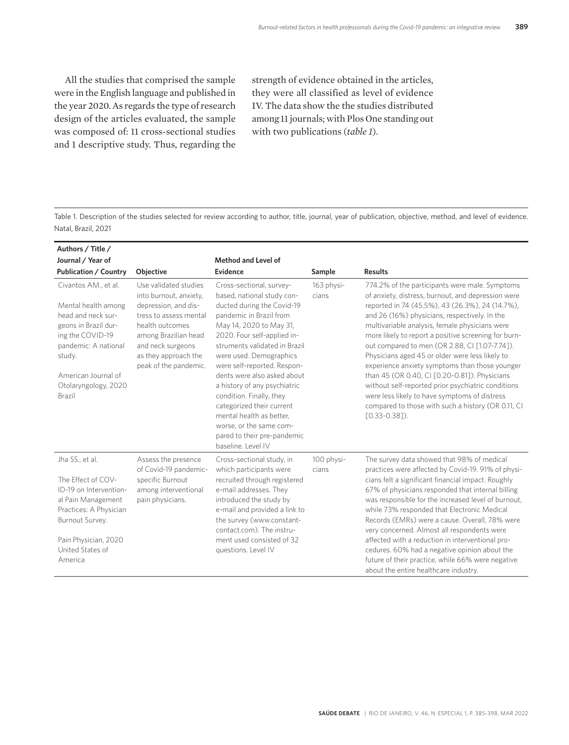All the studies that comprised the sample were in the English language and published in the year 2020. As regards the type of research design of the articles evaluated, the sample was composed of: 11 cross-sectional studies and 1 descriptive study. Thus, regarding the strength of evidence obtained in the articles, they were all classified as level of evidence IV. The data show the the studies distributed among 11 journals; with Plos One standing out with two publications (*table 1*).

Table 1. Description of the studies selected for review according to author, title, journal, year of publication, objective, method, and level of evidence. Natal, Brazil, 2021

| Authors / Title / Journal / Year of Publication / Country | Objective | Method and Level of Evidence | Sample | Results |
|---|---|---|---|---|
| Civantos AM., et al.<br><br>Mental health among head and neck surgeons in Brazil during the COVID-19 pandemic: A national study.<br><br>American Journal of Otolaryngology, 2020<br>Brazil | Use validated studies into burnout, anxiety, depression, and distress to assess mental health outcomes among Brazilian head and neck surgeons as they approach the peak of the pandemic. | Cross-sectional, survey-based, national study conducted during the Covid-19 pandemic in Brazil from May 14, 2020 to May 31, 2020. Four self-applied instruments validated in Brazil were used. Demographics were self-reported. Respondents were also asked about a history of any psychiatric condition. Finally, they categorized their current mental health as better, worse, or the same compared to their pre-pandemic baseline. Level IV | 163 physicians | 774.2% of the participants were male. Symptoms of anxiety, distress, burnout, and depression were reported in 74 (45.5%), 43 (26.3%), 24 (14.7%), and 26 (16%) physicians, respectively. In the multivariable analysis, female physicians were more likely to report a positive screening for burnout compared to men (OR 2.88, CI [1.07-7.74]). Physicians aged 45 or older were less likely to experience anxiety symptoms than those younger than 45 (OR 0.40, CI [0.20-0.81]). Physicians without self-reported prior psychiatric conditions were less likely to have symptoms of distress compared to those with such a history (OR 0.11, CI [0.33-0.38]). |
| Jha SS., et al.<br><br>The Effect of COVID-19 on Interventional Pain Management Practices: A Physician Burnout Survey.<br><br>Pain Physician, 2020<br>United States of America | Assess the presence of Covid-19 pandemic-specific Burnout among interventional pain physicians. | Cross-sectional study, in which participants were recruited through registered e-mail addresses. They introduced the study by e-mail and provided a link to the survey (www.constantcontact.com). The instrument used consisted of 32 questions. Level IV | 100 physicians | The survey data showed that 98% of medical practices were affected by Covid-19. 91% of physicians felt a significant financial impact. Roughly 67% of physicians responded that internal billing was responsible for the increased level of burnout, while 73% responded that Electronic Medical Records (EMRs) were a cause. Overall, 78% were very concerned. Almost all respondents were affected with a reduction in interventional procedures. 60% had a negative opinion about the future of their practice, while 66% were negative about the entire healthcare industry. |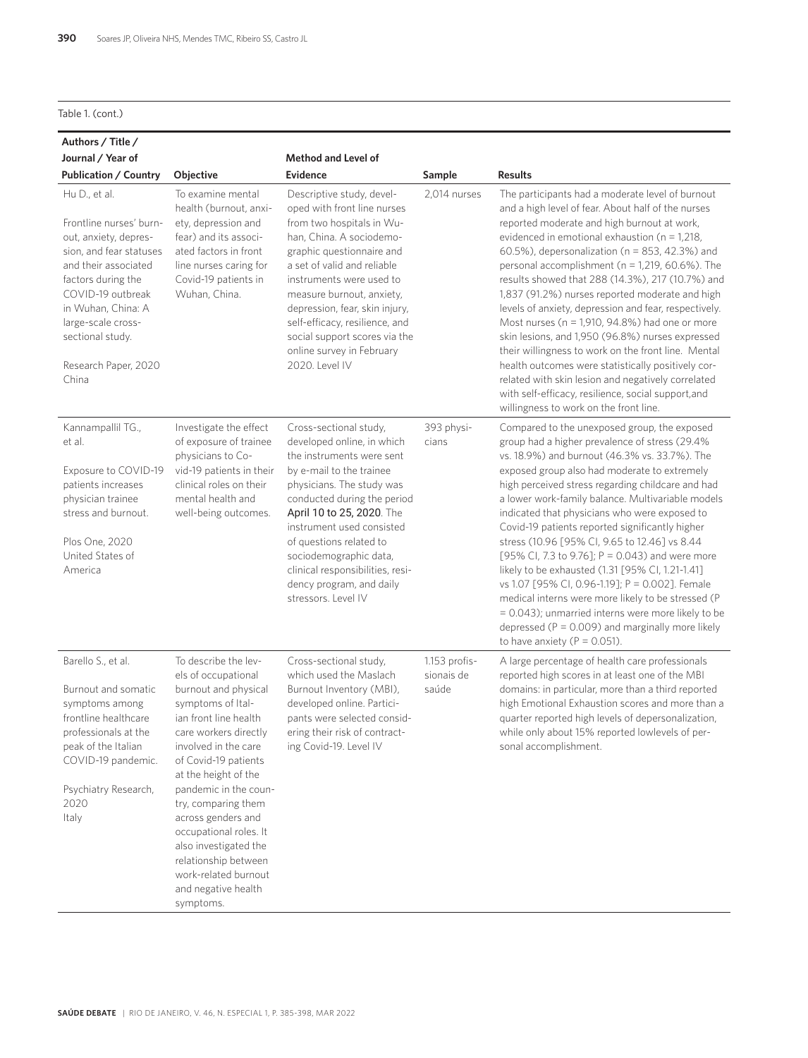Table 1. (cont.)

| Authors / Title / Journal / Year of Publication / Country | Objective | Method and Level of Evidence | Sample | Results |
|---|---|---|---|---|
| Hu D., et al.<br><br>Frontline nurses' burnout, anxiety, depression, and fear statuses and their associated factors during the COVID-19 outbreak in Wuhan, China: A large-scale cross-sectional study.<br><br>Research Paper, 2020 China | To examine mental health (burnout, anxiety, depression and fear) and its associated factors in front line nurses caring for Covid-19 patients in Wuhan, China. | Descriptive study, developed with front line nurses from two hospitals in Wuhan, China. A sociodemographic questionnaire and a set of valid and reliable instruments were used to measure burnout, anxiety, depression, fear, skin injury, self-efficacy, resilience, and social support scores via the online survey in February 2020. Level IV | 2,014 nurses | The participants had a moderate level of burnout and a high level of fear. About half of the nurses reported moderate and high burnout at work, evidenced in emotional exhaustion (n = 1,218, 60.5%), depersonalization (n = 853, 42.3%) and personal accomplishment (n = 1,219, 60.6%). The results showed that 288 (14.3%), 217 (10.7%) and 1,837 (91.2%) nurses reported moderate and high levels of anxiety, depression and fear, respectively. Most nurses (n = 1,910, 94.8%) had one or more skin lesions, and 1,950 (96.8%) nurses expressed their willingness to work on the front line. Mental health outcomes were statistically positively correlated with skin lesion and negatively correlated with self-efficacy, resilience, social support,and willingness to work on the front line. |
| Kannampallil TG., et al.<br><br>Exposure to COVID-19 patients increases physician trainee stress and burnout.<br><br>Plos One, 2020 United States of America | Investigate the effect of exposure of trainee physicians to Covid-19 patients in their clinical roles on their mental health and well-being outcomes. | Cross-sectional study, developed online, in which the instruments were sent by e-mail to the trainee physicians. The study was conducted during the period April 10 to 25, 2020. The instrument used consisted of questions related to sociodemographic data, clinical responsibilities, residency program, and daily stressors. Level IV | 393 physicians | Compared to the unexposed group, the exposed group had a higher prevalence of stress (29.4% vs. 18.9%) and burnout (46.3% vs. 33.7%). The exposed group also had moderate to extremely high perceived stress regarding childcare and had a lower work-family balance. Multivariable models indicated that physicians who were exposed to Covid-19 patients reported significantly higher stress (10.96 [95% CI, 9.65 to 12.46] vs 8.44 [95% CI, 7.3 to 9.76]; P = 0.043) and were more likely to be exhausted (1.31 [95% CI, 1.21-1.41] vs 1.07 [95% CI, 0.96-1.19]; P = 0.002]. Female medical interns were more likely to be stressed (P = 0.043); unmarried interns were more likely to be depressed (P = 0.009) and marginally more likely to have anxiety (P = 0.051). |
| Barello S., et al.<br><br>Burnout and somatic symptoms among frontline healthcare professionals at the peak of the Italian COVID-19 pandemic.<br><br>Psychiatry Research, 2020 Italy | To describe the levels of occupational burnout and physical symptoms of Italian front line health care workers directly involved in the care of Covid-19 patients at the height of the pandemic in the country, comparing them across genders and occupational roles. It also investigated the relationship between work-related burnout and negative health symptoms. | Cross-sectional study, which used the Maslach Burnout Inventory (MBI), developed online. Participants were selected considering their risk of contracting Covid-19. Level IV | 1.153 profissionais de saúde | A large percentage of health care professionals reported high scores in at least one of the MBI domains: in particular, more than a third reported high Emotional Exhaustion scores and more than a quarter reported high levels of depersonalization, while only about 15% reported lowlevels of personal accomplishment. |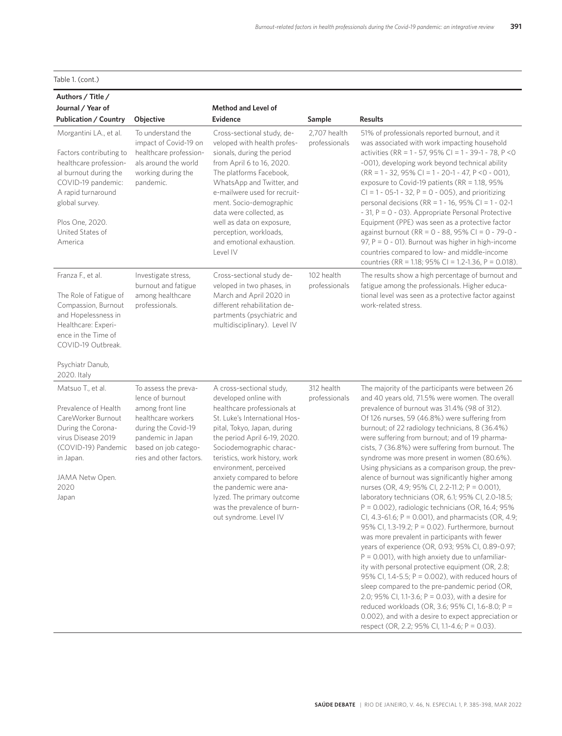Table 1. (cont.)

| Authors / Title / Journal / Year of Publication / Country | Objective | Method and Level of Evidence | Sample | Results |
|---|---|---|---|---|
| Morgantini LA., et al. <br><br> Factors contributing to healthcare professional burnout during the COVID-19 pandemic: A rapid turnaround global survey. <br><br> Plos One, 2020. United States of America | To understand the impact of Covid-19 on healthcare professionals around the world working during the pandemic. | Cross-sectional study, developed with health professionals, during the period from April 6 to 16, 2020. The platforms Facebook, WhatsApp and Twitter, and e-mailwere used for recruitment. Socio-demographic data were collected, as well as data on exposure, perception, workloads, and emotional exhaustion. Level IV | 2,707 health professionals | 51% of professionals reported burnout, and it was associated with work impacting household activities (RR = 1 - 57, 95% CI = 1 - 39-1 - 78, P <0 -001), developing work beyond technical ability (RR = 1 - 32, 95% CI = 1 - 20-1 - 47, P <0 - 001), exposure to Covid-19 patients (RR = 1.18, 95% CI = 1 - 05-1 - 32, P = 0 - 005), and prioritizing personal decisions (RR = 1 - 16, 95% CI = 1 - 02-1 - 31, P = 0 - 03). Appropriate Personal Protective Equipment (PPE) was seen as a protective factor against burnout (RR = 0 - 88, 95% CI = 0 - 79-0 - 97, P = 0 - 01). Burnout was higher in high-income countries compared to low- and middle-income countries (RR = 1.18; 95% CI = 1.2-1.36, P = 0.018). |
| Franza F., et al. <br><br> The Role of Fatigue of Compassion, Burnout and Hopelessness in Healthcare: Experience in the Time of COVID-19 Outbreak. <br><br> Psychiatr Danub, 2020. Italy | Investigate stress, burnout and fatigue among healthcare professionals. | Cross-sectional study developed in two phases, in March and April 2020 in different rehabilitation departments (psychiatric and multidisciplinary). Level IV | 102 health professionals | The results show a high percentage of burnout and fatigue among the professionals. Higher educational level was seen as a protective factor against work-related stress. |
| Matsuo T., et al. <br><br> Prevalence of Health CareWorker Burnout During the Coronavirus Disease 2019 (COVID-19) Pandemic in Japan. <br><br> JAMA Netw Open. 2020 Japan | To assess the prevalence of burnout among front line healthcare workers during the Covid-19 pandemic in Japan based on job categories and other factors. | A cross-sectional study, developed online with healthcare professionals at St. Luke's International Hospital, Tokyo, Japan, during the period April 6-19, 2020. Sociodemographic characteristics, work history, work environment, perceived anxiety compared to before the pandemic were analyzed. The primary outcome was the prevalence of burnout syndrome. Level IV | 312 health professionals | The majority of the participants were between 26 and 40 years old, 71.5% were women. The overall prevalence of burnout was 31.4% (98 of 312). Of 126 nurses, 59 (46.8%) were suffering from burnout; of 22 radiology technicians, 8 (36.4%) were suffering from burnout; and of 19 pharmacists, 7 (36.8%) were suffering from burnout. The syndrome was more present in women (80.6%). Using physicians as a comparison group, the prevalence of burnout was significantly higher among nurses (OR, 4.9; 95% CI, 2.2-11.2; P = 0.001), laboratory technicians (OR, 6.1; 95% CI, 2.0-18.5; P = 0.002), radiologic technicians (OR, 16.4; 95% CI, 4.3-61.6; P = 0.001), and pharmacists (OR, 4.9; 95% CI, 1.3-19.2; P = 0.02). Furthermore, burnout was more prevalent in participants with fewer years of experience (OR, 0.93; 95% CI, 0.89-0.97; P = 0.001), with high anxiety due to unfamiliarity with personal protective equipment (OR, 2.8; 95% CI, 1.4-5.5; P = 0.002), with reduced hours of sleep compared to the pre-pandemic period (OR, 2.0; 95% CI, 1.1-3.6; P = 0.03), with a desire for reduced workloads (OR, 3.6; 95% CI, 1.6-8.0; P = 0.002), and with a desire to expect appreciation or respect (OR, 2.2; 95% CI, 1.1-4.6; P = 0.03). |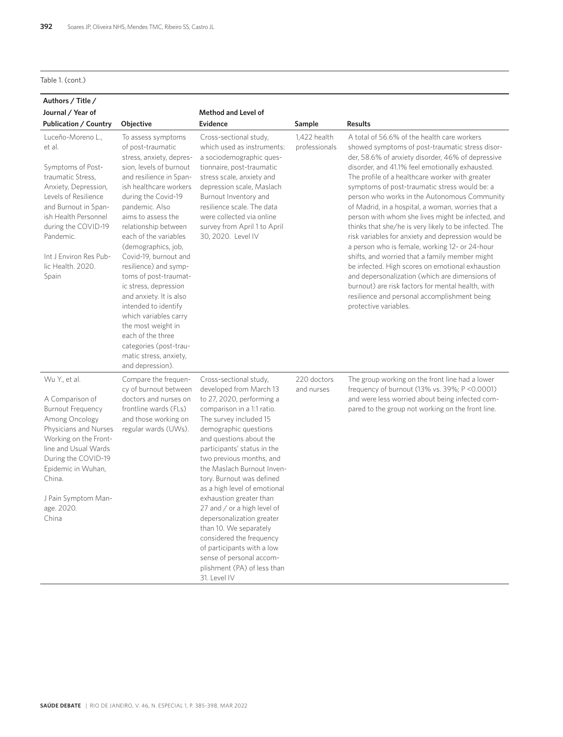Table 1. (cont.)

| Authors / Title / Journal / Year of Publication / Country | Objective | Method and Level of Evidence | Sample | Results |
|---|---|---|---|---|
| Luceño-Moreno L., et al.<br><br>Symptoms of Post-traumatic Stress, Anxiety, Depression, Levels of Resilience and Burnout in Spanish Health Personnel during the COVID-19 Pandemic.<br><br>Int J Environ Res Public Health. 2020. Spain | To assess symptoms of post-traumatic stress, anxiety, depression, levels of burnout and resilience in Spanish healthcare workers during the Covid-19 pandemic. Also aims to assess the relationship between each of the variables (demographics, job, Covid-19, burnout and resilience) and symptoms of post-traumatic stress, depression and anxiety. It is also intended to identify which variables carry the most weight in each of the three categories (post-traumatic stress, anxiety, and depression). | Cross-sectional study, which used as instruments: a sociodemographic questionnaire, post-traumatic stress scale, anxiety and depression scale, Maslach Burnout Inventory and resilience scale. The data were collected via online survey from April 1 to April 30, 2020. Level IV | 1,422 health professionals | A total of 56.6% of the health care workers showed symptoms of post-traumatic stress disorder, 58.6% of anxiety disorder, 46% of depressive disorder, and 41.1% feel emotionally exhausted. The profile of a healthcare worker with greater symptoms of post-traumatic stress would be: a person who works in the Autonomous Community of Madrid, in a hospital, a woman, worries that a person with whom she lives might be infected, and thinks that she/he is very likely to be infected. The risk variables for anxiety and depression would be a person who is female, working 12- or 24-hour shifts, and worried that a family member might be infected. High scores on emotional exhaustion and depersonalization (which are dimensions of burnout) are risk factors for mental health, with resilience and personal accomplishment being protective variables. |
| Wu Y., et al.<br><br>A Comparison of Burnout Frequency Among Oncology Physicians and Nurses Working on the Frontline and Usual Wards During the COVID-19 Epidemic in Wuhan, China.<br><br>J Pain Symptom Manage. 2020. China | Compare the frequency of burnout between doctors and nurses on frontline wards (FLs) and those working on regular wards (UWs). | Cross-sectional study, developed from March 13 to 27, 2020, performing a comparison in a 1:1 ratio. The survey included 15 demographic questions and questions about the participants' status in the two previous months, and the Maslach Burnout Inventory. Burnout was defined as a high level of emotional exhaustion greater than 27 and / or a high level of depersonalization greater than 10. We separately considered the frequency of participants with a low sense of personal accomplishment (PA) of less than 31. Level IV | 220 doctors and nurses | The group working on the front line had a lower frequency of burnout (13% vs. 39%; $P < 0.0001$) and were less worried about being infected compared to the group not working on the front line. |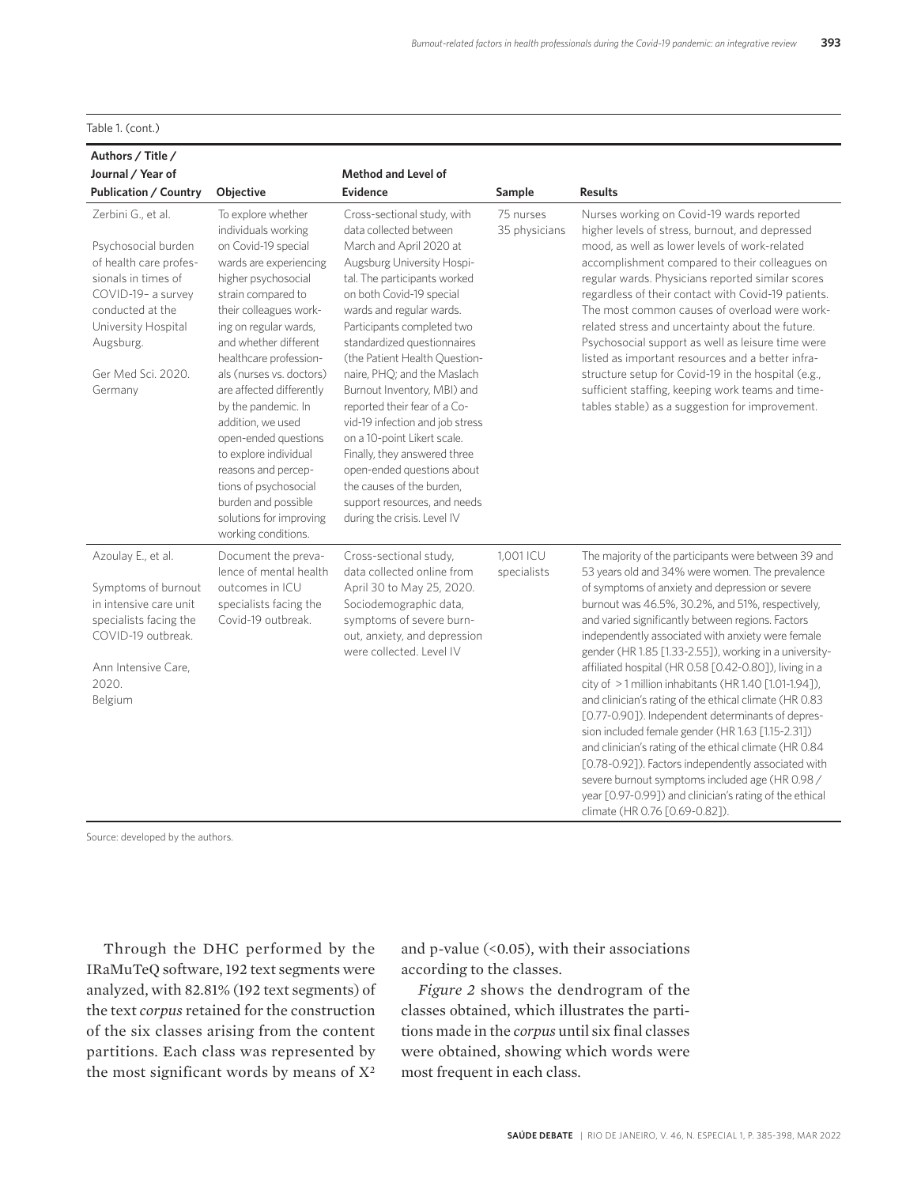Table 1. (cont.)

| Authors / Title / Journal / Year of Publication / Country | Objective | Method and Level of Evidence | Sample | Results |
|---|---|---|---|---|
| Zerbini G., et al. Psychosocial burden of health care professionals in times of COVID-19– a survey conducted at the University Hospital Augsburg. Ger Med Sci. 2020. Germany | To explore whether individuals working on Covid-19 special wards are experiencing higher psychosocial strain compared to their colleagues working on regular wards, and whether different healthcare professionals (nurses vs. doctors) are affected differently by the pandemic. In addition, we used open-ended questions to explore individual reasons and perceptions of psychosocial burden and possible solutions for improving working conditions. | Cross-sectional study, with data collected between March and April 2020 at Augsburg University Hospital. The participants worked on both Covid-19 special wards and regular wards. Participants completed two standardized questionnaires (the Patient Health Questionnaire, PHQ; and the Maslach Burnout Inventory, MBI) and reported their fear of a Covid-19 infection and job stress on a 10-point Likert scale. Finally, they answered three open-ended questions about the causes of the burden, support resources, and needs during the crisis. Level IV | 75 nurses 35 physicians | Nurses working on Covid-19 wards reported higher levels of stress, burnout, and depressed mood, as well as lower levels of work-related accomplishment compared to their colleagues on regular wards. Physicians reported similar scores regardless of their contact with Covid-19 patients. The most common causes of overload were work-related stress and uncertainty about the future. Psychosocial support as well as leisure time were listed as important resources and a better infrastructure setup for Covid-19 in the hospital (e.g., sufficient staffing, keeping work teams and timetables stable) as a suggestion for improvement. |
| Azoulay E., et al. Symptoms of burnout in intensive care unit specialists facing the COVID-19 outbreak. Ann Intensive Care, 2020. Belgium | Document the prevalence of mental health outcomes in ICU specialists facing the Covid-19 outbreak. | Cross-sectional study, data collected online from April 30 to May 25, 2020. Sociodemographic data, symptoms of severe burnout, anxiety, and depression were collected. Level IV | 1,001 ICU specialists | The majority of the participants were between 39 and 53 years old and 34% were women. The prevalence of symptoms of anxiety and depression or severe burnout was 46.5%, 30.2%, and 51%, respectively, and varied significantly between regions. Factors independently associated with anxiety were female gender (HR 1.85 [1.33-2.55]), working in a university-affiliated hospital (HR 0.58 [0.42-0.80]), living in a city of >1 million inhabitants (HR 1.40 [1.01-1.94]), and clinician's rating of the ethical climate (HR 0.83 [0.77-0.90]). Independent determinants of depression included female gender (HR 1.63 [1.15-2.31]) and clinician's rating of the ethical climate (HR 0.84 [0.78-0.92]). Factors independently associated with severe burnout symptoms included age (HR 0.98 / year [0.97-0.99]) and clinician's rating of the ethical climate (HR 0.76 [0.69-0.82]). |

Source: developed by the authors.

Through the DHC performed by the IRaMuTeQ software, 192 text segments were analyzed, with 82.81% (192 text segments) of the text *corpus* retained for the construction of the six classes arising from the content partitions. Each class was represented by the most significant words by means of $X^2$ and p-value (<0.05), with their associations according to the classes.

*Figure 2* shows the dendrogram of the classes obtained, which illustrates the partitions made in the *corpus* until six final classes were obtained, showing which words were most frequent in each class.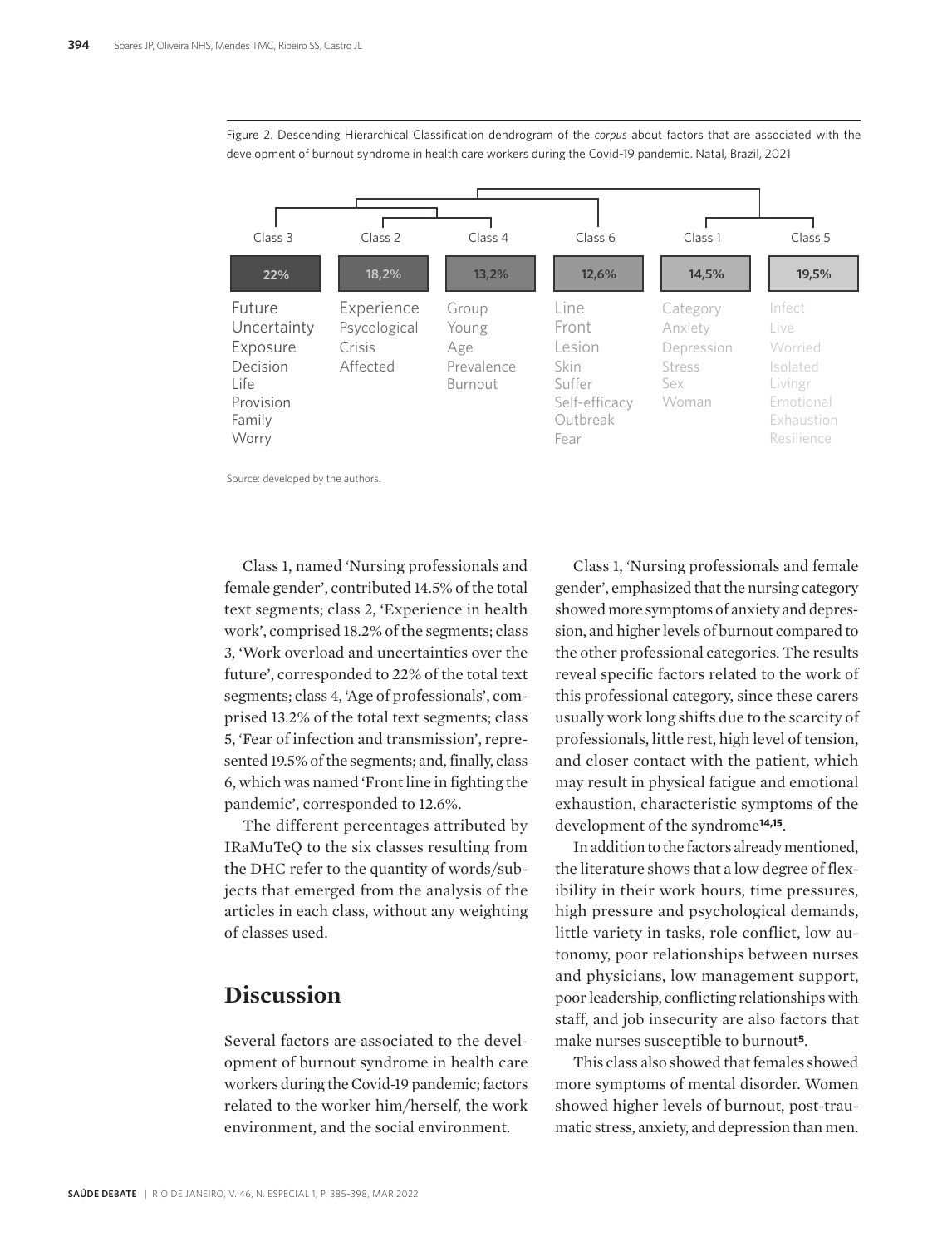Figure 2. Descending Hierarchical Classification dendrogram of the *corpus* about factors that are associated with the development of burnout syndrome in health care workers during the Covid-19 pandemic. Natal, Brazil, 2021

| Class 3 | Class 2 | Class 4 | Class 6 | Class 1 | Class 5 |
|---|---|---|---|---|---|
| 22% | 18,2% | 13,2% | 12,6% | 14,5% | 19,5% |
| Future | Experience | Group | Line | Category | Infect |
| Uncertainty | Psycological | Young | Front | Anxiety | Live |
| Exposure | Crisis | Age | Lesion | Depression | Worried |
| Decision | Affected | Prevalence | Skin | Stress | Isolated |
| Life | | Burnout | Suffer | Sex | Livingr |
| Provision | | | Self-efficacy | Woman | Emotional |
| Family | | | Outbreak | | Exhaustion |
| Worry | | | Fear | | Resilience |

Source: developed by the authors.

Class 1, named 'Nursing professionals and female gender', contributed 14.5% of the total text segments; class 2, 'Experience in health work', comprised 18.2% of the segments; class 3, 'Work overload and uncertainties over the future', corresponded to 22% of the total text segments; class 4, 'Age of professionals', comprised 13.2% of the total text segments; class 5, 'Fear of infection and transmission', represented 19.5% of the segments; and, finally, class 6, which was named 'Front line in fighting the pandemic', corresponded to 12.6%.

The different percentages attributed by IRaMuTeQ to the six classes resulting from the DHC refer to the quantity of words/subjects that emerged from the analysis of the articles in each class, without any weighting of classes used.

## Discussion

Several factors are associated to the development of burnout syndrome in health care workers during the Covid-19 pandemic; factors related to the worker him/herself, the work environment, and the social environment.

Class 1, 'Nursing professionals and female gender', emphasized that the nursing category showed more symptoms of anxiety and depression, and higher levels of burnout compared to the other professional categories. The results reveal specific factors related to the work of this professional category, since these carers usually work long shifts due to the scarcity of professionals, little rest, high level of tension, and closer contact with the patient, which may result in physical fatigue and emotional exhaustion, characteristic symptoms of the development of the syndrome[14,15].

In addition to the factors already mentioned, the literature shows that a low degree of flexibility in their work hours, time pressures, high pressure and psychological demands, little variety in tasks, role conflict, low autonomy, poor relationships between nurses and physicians, low management support, poor leadership, conflicting relationships with staff, and job insecurity are also factors that make nurses susceptible to burnout[5].

This class also showed that females showed more symptoms of mental disorder. Women showed higher levels of burnout, post-traumatic stress, anxiety, and depression than men.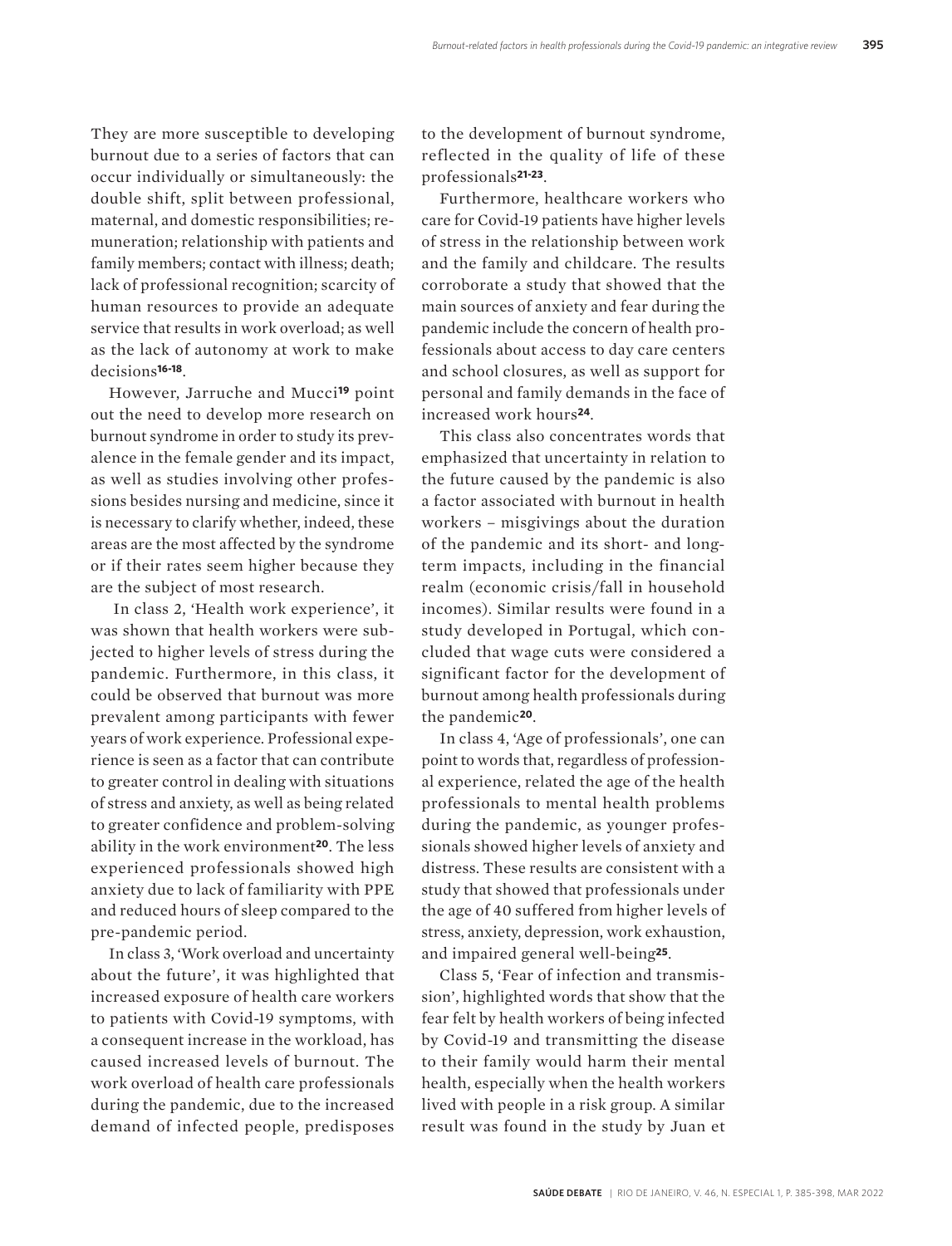They are more susceptible to developing burnout due to a series of factors that can occur individually or simultaneously: the double shift, split between professional, maternal, and domestic responsibilities; remuneration; relationship with patients and family members; contact with illness; death; lack of professional recognition; scarcity of human resources to provide an adequate service that results in work overload; as well as the lack of autonomy at work to make decisions[16-18].

However, Jarruche and Mucci[19] point out the need to develop more research on burnout syndrome in order to study its prevalence in the female gender and its impact, as well as studies involving other professions besides nursing and medicine, since it is necessary to clarify whether, indeed, these areas are the most affected by the syndrome or if their rates seem higher because they are the subject of most research.

In class 2, 'Health work experience', it was shown that health workers were subjected to higher levels of stress during the pandemic. Furthermore, in this class, it could be observed that burnout was more prevalent among participants with fewer years of work experience. Professional experience is seen as a factor that can contribute to greater control in dealing with situations of stress and anxiety, as well as being related to greater confidence and problem-solving ability in the work environment[20]. The less experienced professionals showed high anxiety due to lack of familiarity with PPE and reduced hours of sleep compared to the pre-pandemic period.

In class 3, 'Work overload and uncertainty about the future', it was highlighted that increased exposure of health care workers to patients with Covid-19 symptoms, with a consequent increase in the workload, has caused increased levels of burnout. The work overload of health care professionals during the pandemic, due to the increased demand of infected people, predisposes to the development of burnout syndrome, reflected in the quality of life of these professionals[21-23].

Furthermore, healthcare workers who care for Covid-19 patients have higher levels of stress in the relationship between work and the family and childcare. The results corroborate a study that showed that the main sources of anxiety and fear during the pandemic include the concern of health professionals about access to day care centers and school closures, as well as support for personal and family demands in the face of increased work hours[24].

This class also concentrates words that emphasized that uncertainty in relation to the future caused by the pandemic is also a factor associated with burnout in health workers – misgivings about the duration of the pandemic and its short- and long-term impacts, including in the financial realm (economic crisis/fall in household incomes). Similar results were found in a study developed in Portugal, which concluded that wage cuts were considered a significant factor for the development of burnout among health professionals during the pandemic[20].

In class 4, 'Age of professionals', one can point to words that, regardless of professional experience, related the age of the health professionals to mental health problems during the pandemic, as younger professionals showed higher levels of anxiety and distress. These results are consistent with a study that showed that professionals under the age of 40 suffered from higher levels of stress, anxiety, depression, work exhaustion, and impaired general well-being[25].

Class 5, 'Fear of infection and transmission', highlighted words that show that the fear felt by health workers of being infected by Covid-19 and transmitting the disease to their family would harm their mental health, especially when the health workers lived with people in a risk group. A similar result was found in the study by Juan et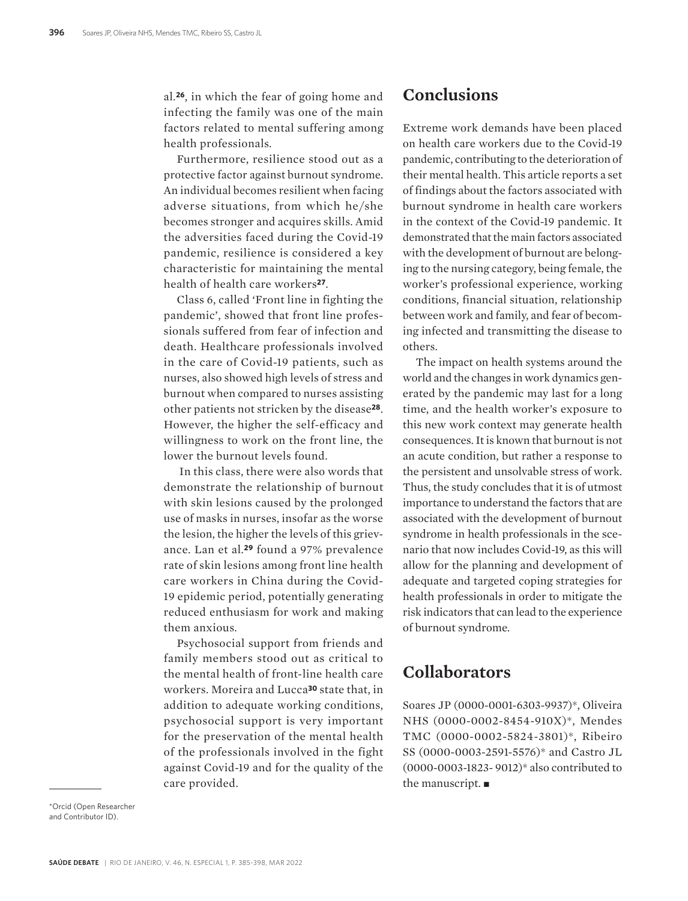al.[26], in which the fear of going home and infecting the family was one of the main factors related to mental suffering among health professionals.

Furthermore, resilience stood out as a protective factor against burnout syndrome. An individual becomes resilient when facing adverse situations, from which he/she becomes stronger and acquires skills. Amid the adversities faced during the Covid-19 pandemic, resilience is considered a key characteristic for maintaining the mental health of health care workers[27].

Class 6, called 'Front line in fighting the pandemic', showed that front line professionals suffered from fear of infection and death. Healthcare professionals involved in the care of Covid-19 patients, such as nurses, also showed high levels of stress and burnout when compared to nurses assisting other patients not stricken by the disease[28]. However, the higher the self-efficacy and willingness to work on the front line, the lower the burnout levels found.

In this class, there were also words that demonstrate the relationship of burnout with skin lesions caused by the prolonged use of masks in nurses, insofar as the worse the lesion, the higher the levels of this grievance. Lan et al.[29] found a 97% prevalence rate of skin lesions among front line health care workers in China during the Covid-19 epidemic period, potentially generating reduced enthusiasm for work and making them anxious.

Psychosocial support from friends and family members stood out as critical to the mental health of front-line health care workers. Moreira and Lucca[30] state that, in addition to adequate working conditions, psychosocial support is very important for the preservation of the mental health of the professionals involved in the fight against Covid-19 and for the quality of the care provided.

## Conclusions

Extreme work demands have been placed on health care workers due to the Covid-19 pandemic, contributing to the deterioration of their mental health. This article reports a set of findings about the factors associated with burnout syndrome in health care workers in the context of the Covid-19 pandemic. It demonstrated that the main factors associated with the development of burnout are belonging to the nursing category, being female, the worker's professional experience, working conditions, financial situation, relationship between work and family, and fear of becoming infected and transmitting the disease to others.

The impact on health systems around the world and the changes in work dynamics generated by the pandemic may last for a long time, and the health worker's exposure to this new work context may generate health consequences. It is known that burnout is not an acute condition, but rather a response to the persistent and unsolvable stress of work. Thus, the study concludes that it is of utmost importance to understand the factors that are associated with the development of burnout syndrome in health professionals in the scenario that now includes Covid-19, as this will allow for the planning and development of adequate and targeted coping strategies for health professionals in order to mitigate the risk indicators that can lead to the experience of burnout syndrome.

## Collaborators

Soares JP (0000-0001-6303-9937)*, Oliveira NHS (0000-0002-8454-910X)*, Mendes TMC (0000-0002-5824-3801)*, Ribeiro SS (0000-0003-2591-5576)* and Castro JL (0000-0003-1823- 9012)* also contributed to the manuscript. ■

*Orcid (Open Researcher and Contributor ID).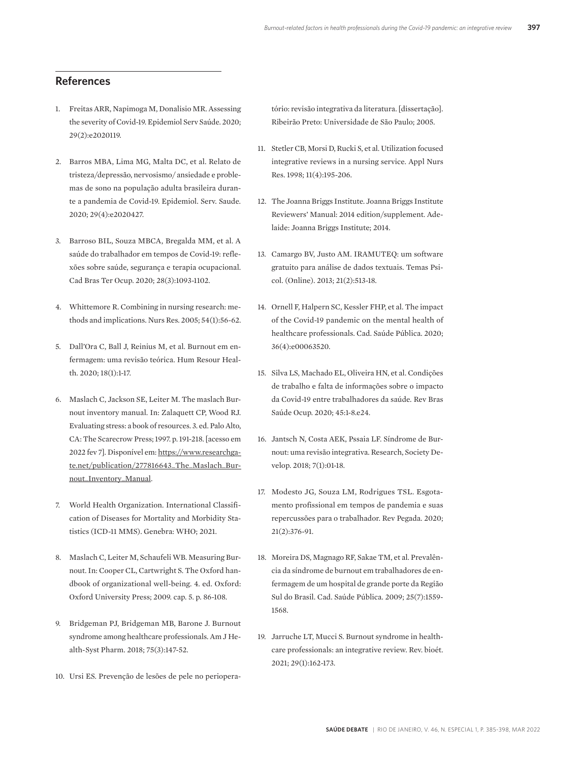## References

1. Freitas ARR, Napimoga M, Donalisio MR. Assessing the severity of Covid-19. Epidemiol Serv Saúde. 2020; 29(2):e2020119.

2. Barros MBA, Lima MG, Malta DC, et al. Relato de tristeza/depressão, nervosismo/ ansiedade e problemas de sono na população adulta brasileira durante a pandemia de Covid-19. Epidemiol. Serv. Saude. 2020; 29(4):e2020427.

3. Barroso BIL, Souza MBCA, Bregalda MM, et al. A saúde do trabalhador em tempos de Covid-19: reflexões sobre saúde, segurança e terapia ocupacional. Cad Bras Ter Ocup. 2020; 28(3):1093-1102.

4. Whittemore R. Combining in nursing research: methods and implications. Nurs Res. 2005; 54(1):56-62.

5. Dall'Ora C, Ball J, Reinius M, et al. Burnout em enfermagem: uma revisão teórica. Hum Resour Health. 2020; 18(1):1-17.

6. Maslach C, Jackson SE, Leiter M. The maslach Burnout inventory manual. In: Zalaquett CP, Wood RJ. Evaluating stress: a book of resources. 3. ed. Palo Alto, CA: The Scarecrow Press; 1997. p. 191-218. [acesso em 2022 fev 7]. Disponível em: https://www.researchgate.net/publication/277816643_The_Maslach_Burnout_Inventory_Manual.

7. World Health Organization. International Classification of Diseases for Mortality and Morbidity Statistics (ICD-11 MMS). Genebra: WHO; 2021.

8. Maslach C, Leiter M, Schaufeli WB. Measuring Burnout. In: Cooper CL, Cartwright S. The Oxford handbook of organizational well-being. 4. ed. Oxford: Oxford University Press; 2009. cap. 5. p. 86-108.

9. Bridgeman PJ, Bridgeman MB, Barone J. Burnout syndrome among healthcare professionals. Am J Health-Syst Pharm. 2018; 75(3):147-52.

10. Ursi ES. Prevenção de lesões de pele no perioperatório: revisão integrativa da literatura. [dissertação]. Ribeirão Preto: Universidade de São Paulo; 2005.

11. Stetler CB, Morsi D, Rucki S, et al. Utilization focused integrative reviews in a nursing service. Appl Nurs Res. 1998; 11(4):195-206.

12. The Joanna Briggs Institute. Joanna Briggs Institute Reviewers' Manual: 2014 edition/supplement. Adelaide: Joanna Briggs Institute; 2014.

13. Camargo BV, Justo AM. IRAMUTEQ: um software gratuito para análise de dados textuais. Temas Psicol. (Online). 2013; 21(2):513-18.

14. Ornell F, Halpern SC, Kessler FHP, et al. The impact of the Covid-19 pandemic on the mental health of healthcare professionals. Cad. Saúde Pública. 2020; 36(4):e00063520.

15. Silva LS, Machado EL, Oliveira HN, et al. Condições de trabalho e falta de informações sobre o impacto da Covid-19 entre trabalhadores da saúde. Rev Bras Saúde Ocup. 2020; 45:1-8.e24.

16. Jantsch N, Costa AEK, Pssaia LF. Síndrome de Burnout: uma revisão integrativa. Research, Society Develop. 2018; 7(1):01-18.

17. Modesto JG, Souza LM, Rodrigues TSL. Esgotamento profissional em tempos de pandemia e suas repercussões para o trabalhador. Rev Pegada. 2020; 21(2):376-91.

18. Moreira DS, Magnago RF, Sakae TM, et al. Prevalência da síndrome de burnout em trabalhadores de enfermagem de um hospital de grande porte da Região Sul do Brasil. Cad. Saúde Pública. 2009; 25(7):1559-1568.

19. Jarruche LT, Mucci S. Burnout syndrome in healthcare professionals: an integrative review. Rev. bioét. 2021; 29(1):162-173.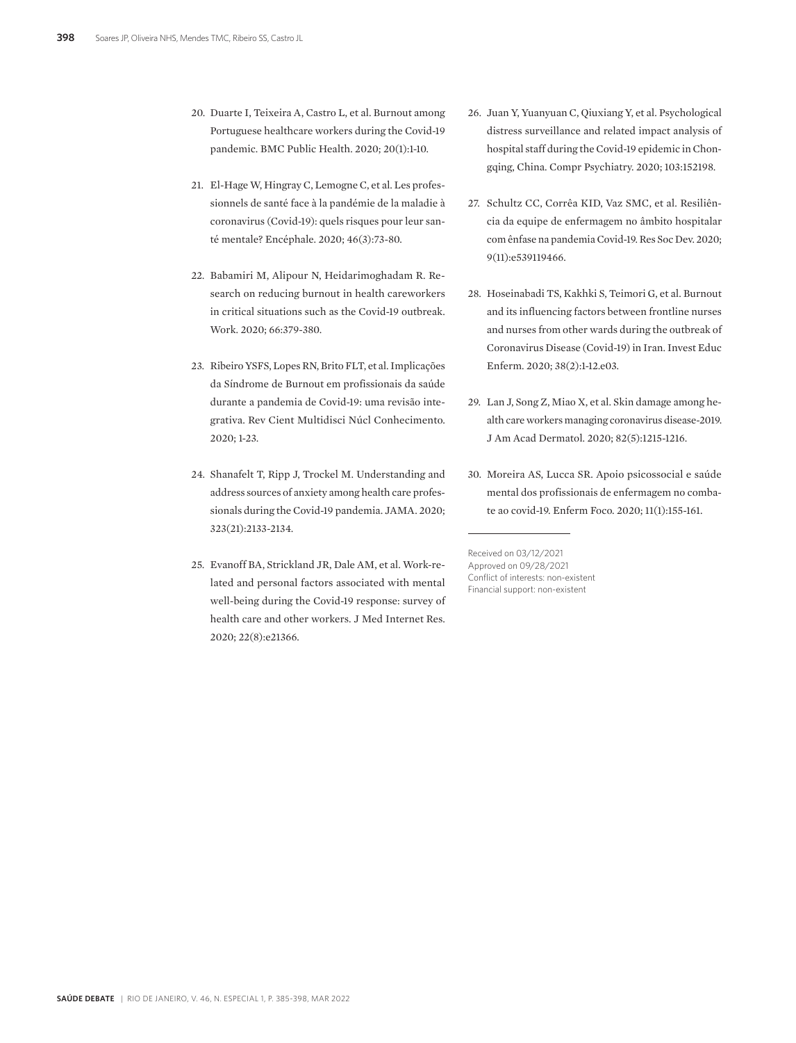20. Duarte I, Teixeira A, Castro L, et al. Burnout among Portuguese healthcare workers during the Covid-19 pandemic. BMC Public Health. 2020; 20(1):1-10.

21. El-Hage W, Hingray C, Lemogne C, et al. Les professionnels de santé face à la pandémie de la maladie à coronavirus (Covid-19): quels risques pour leur santé mentale? Encéphale. 2020; 46(3):73-80.

22. Babamiri M, Alipour N, Heidarimoghadam R. Research on reducing burnout in health careworkers in critical situations such as the Covid-19 outbreak. Work. 2020; 66:379-380.

23. Ribeiro YSFS, Lopes RN, Brito FLT, et al. Implicações da Síndrome de Burnout em profissionais da saúde durante a pandemia de Covid-19: uma revisão integrativa. Rev Cient Multidisci Núcl Conhecimento. 2020; 1-23.

24. Shanafelt T, Ripp J, Trockel M. Understanding and address sources of anxiety among health care professionals during the Covid-19 pandemia. JAMA. 2020; 323(21):2133-2134.

25. Evanoff BA, Strickland JR, Dale AM, et al. Work-related and personal factors associated with mental well-being during the Covid-19 response: survey of health care and other workers. J Med Internet Res. 2020; 22(8):e21366.

26. Juan Y, Yuanyuan C, Qiuxiang Y, et al. Psychological distress surveillance and related impact analysis of hospital staff during the Covid-19 epidemic in Chongqing, China. Compr Psychiatry. 2020; 103:152198.

27. Schultz CC, Corrêa KID, Vaz SMC, et al. Resiliência da equipe de enfermagem no âmbito hospitalar com ênfase na pandemia Covid-19. Res Soc Dev. 2020; 9(11):e539119466.

28. Hoseinabadi TS, Kakhki S, Teimori G, et al. Burnout and its influencing factors between frontline nurses and nurses from other wards during the outbreak of Coronavirus Disease (Covid-19) in Iran. Invest Educ Enferm. 2020; 38(2):1-12.e03.

29. Lan J, Song Z, Miao X, et al. Skin damage among health care workers managing coronavirus disease-2019. J Am Acad Dermatol. 2020; 82(5):1215-1216.

30. Moreira AS, Lucca SR. Apoio psicossocial e saúde mental dos profissionais de enfermagem no combate ao covid-19. Enferm Foco. 2020; 11(1):155-161.

---

Received on 03/12/2021
Approved on 09/28/2021
Conflict of interests: non-existent
Financial support: non-existent